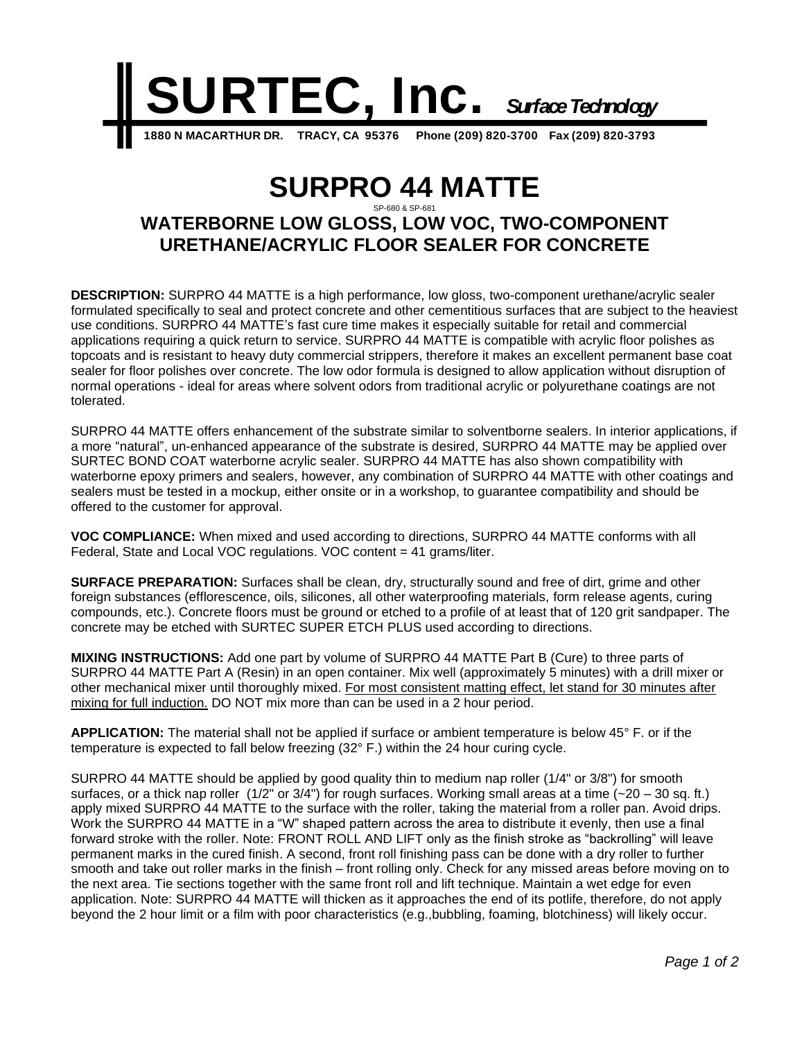# SURTEC, Inc. *Surface Technology*

**1880 N MACARTHUR DR. TRACY, CA 95376 Phone (209) 820-3700 Fax (209) 820-3793**

# SURPRO 44 MATTE

SP-680 & SP-681

## WATERBORNE LOW GLOSS, LOW VOC, TWO-COMPONENT URETHANE/ACRYLIC FLOOR SEALER FOR CONCRETE

**DESCRIPTION:** SURPRO 44 MATTE is a high performance, low gloss, two-component urethane/acrylic sealer formulated specifically to seal and protect concrete and other cementitious surfaces that are subject to the heaviest use conditions. SURPRO 44 MATTE's fast cure time makes it especially suitable for retail and commercial applications requiring a quick return to service. SURPRO 44 MATTE is compatible with acrylic floor polishes as topcoats and is resistant to heavy duty commercial strippers, therefore it makes an excellent permanent base coat sealer for floor polishes over concrete. The low odor formula is designed to allow application without disruption of normal operations - ideal for areas where solvent odors from traditional acrylic or polyurethane coatings are not tolerated.

SURPRO 44 MATTE offers enhancement of the substrate similar to solventborne sealers. In interior applications, if a more "natural", un-enhanced appearance of the substrate is desired, SURPRO 44 MATTE may be applied over SURTEC BOND COAT waterborne acrylic sealer. SURPRO 44 MATTE has also shown compatibility with waterborne epoxy primers and sealers, however, any combination of SURPRO 44 MATTE with other coatings and sealers must be tested in a mockup, either onsite or in a workshop, to guarantee compatibility and should be offered to the customer for approval.

**VOC COMPLIANCE:** When mixed and used according to directions, SURPRO 44 MATTE conforms with all Federal, State and Local VOC regulations. VOC content = 41 grams/liter.

**SURFACE PREPARATION:** Surfaces shall be clean, dry, structurally sound and free of dirt, grime and other foreign substances (efflorescence, oils, silicones, all other waterproofing materials, form release agents, curing compounds, etc.). Concrete floors must be ground or etched to a profile of at least that of 120 grit sandpaper. The concrete may be etched with SURTEC SUPER ETCH PLUS used according to directions.

**MIXING INSTRUCTIONS:** Add one part by volume of SURPRO 44 MATTE Part B (Cure) to three parts of SURPRO 44 MATTE Part A (Resin) in an open container. Mix well (approximately 5 minutes) with a drill mixer or other mechanical mixer until thoroughly mixed. <u>For most consistent matting effect, let stand for 30 minutes after mixing for full induction.</u> DO NOT mix more than can be used in a 2 hour period.

**APPLICATION:** The material shall not be applied if surface or ambient temperature is below 45° F. or if the temperature is expected to fall below freezing (32° F.) within the 24 hour curing cycle.

SURPRO 44 MATTE should be applied by good quality thin to medium nap roller (1/4" or 3/8") for smooth surfaces, or a thick nap roller (1/2" or 3/4") for rough surfaces. Working small areas at a time (~20 – 30 sq. ft.) apply mixed SURPRO 44 MATTE to the surface with the roller, taking the material from a roller pan. Avoid drips. Work the SURPRO 44 MATTE in a "W" shaped pattern across the area to distribute it evenly, then use a final forward stroke with the roller. Note: FRONT ROLL AND LIFT only as the finish stroke as "backrolling" will leave permanent marks in the cured finish. A second, front roll finishing pass can be done with a dry roller to further smooth and take out roller marks in the finish – front rolling only. Check for any missed areas before moving on to the next area. Tie sections together with the same front roll and lift technique. Maintain a wet edge for even application. Note: SURPRO 44 MATTE will thicken as it approaches the end of its potlife, therefore, do not apply beyond the 2 hour limit or a film with poor characteristics (e.g.,bubbling, foaming, blotchiness) will likely occur.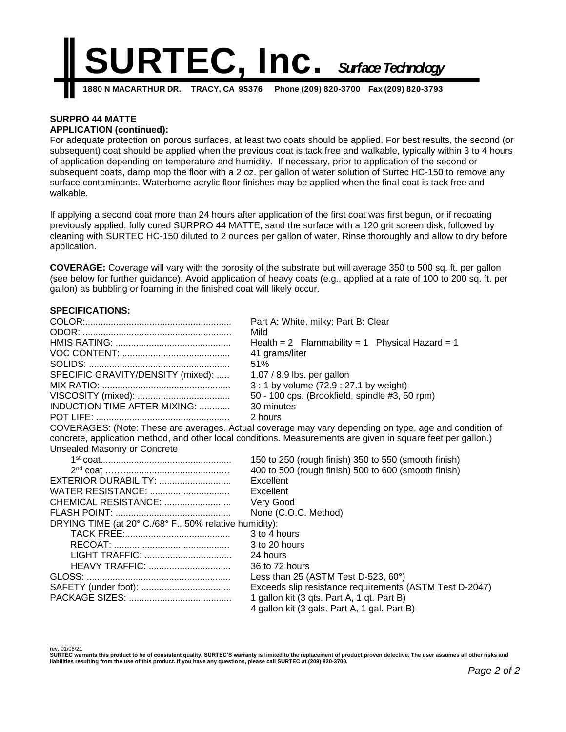**SURTEC, Inc.** *Surface Technology*

**1880 N MACARTHUR DR. TRACY, CA 95376 Phone (209) 820-3700 Fax (209) 820-3793**

**SURPRO 44 MATTE**

**APPLICATION (continued):**

For adequate protection on porous surfaces, at least two coats should be applied. For best results, the second (or subsequent) coat should be applied when the previous coat is tack free and walkable, typically within 3 to 4 hours of application depending on temperature and humidity. If necessary, prior to application of the second or subsequent coats, damp mop the floor with a 2 oz. per gallon of water solution of Surtec HC-150 to remove any surface contaminants. Waterborne acrylic floor finishes may be applied when the final coat is tack free and walkable.

If applying a second coat more than 24 hours after application of the first coat was first begun, or if recoating previously applied, fully cured SURPRO 44 MATTE, sand the surface with a 120 grit screen disk, followed by cleaning with SURTEC HC-150 diluted to 2 ounces per gallon of water. Rinse thoroughly and allow to dry before application.

**COVERAGE:** Coverage will vary with the porosity of the substrate but will average 350 to 500 sq. ft. per gallon (see below for further guidance). Avoid application of heavy coats (e.g., applied at a rate of 100 to 200 sq. ft. per gallon) as bubbling or foaming in the finished coat will likely occur.

**SPECIFICATIONS:**

| | |
|---|---|
| COLOR: | Part A: White, milky; Part B: Clear |
| ODOR: | Mild |
| HMIS RATING: | Health = 2 Flammability = 1 Physical Hazard = 1 |
| VOC CONTENT: | 41 grams/liter |
| SOLIDS: | 51% |
| SPECIFIC GRAVITY/DENSITY (mixed): | 1.07 / 8.9 lbs. per gallon |
| MIX RATIO: | 3 : 1 by volume (72.9 : 27.1 by weight) |
| VISCOSITY (mixed): | 50 - 100 cps. (Brookfield, spindle #3, 50 rpm) |
| INDUCTION TIME AFTER MIXING: | 30 minutes |
| POT LIFE: | 2 hours |

COVERAGES: (Note: These are averages. Actual coverage may vary depending on type, age and condition of concrete, application method, and other local conditions. Measurements are given in square feet per gallon.)

Unsealed Masonry or Concrete

| | |
|---|---|
| 1st coat | 150 to 250 (rough finish) 350 to 550 (smooth finish) |
| 2nd coat | 400 to 500 (rough finish) 500 to 600 (smooth finish) |
| EXTERIOR DURABILITY: | Excellent |
| WATER RESISTANCE: | Excellent |
| CHEMICAL RESISTANCE: | Very Good |
| FLASH POINT: | None (C.O.C. Method) |

DRYING TIME (at 20° C./68° F., 50% relative humidity):

| | |
|---|---|
| TACK FREE: | 3 to 4 hours |
| RECOAT: | 3 to 20 hours |
| LIGHT TRAFFIC: | 24 hours |
| HEAVY TRAFFIC: | 36 to 72 hours |
| GLOSS: | Less than 25 (ASTM Test D-523, 60°) |
| SAFETY (under foot): | Exceeds slip resistance requirements (ASTM Test D-2047) |
| PACKAGE SIZES: | 1 gallon kit (3 qts. Part A, 1 qt. Part B) |
| | 4 gallon kit (3 gals. Part A, 1 gal. Part B) |

rev. 01/06/21

**SURTEC warrants this product to be of consistent quality. SURTEC'S warranty is limited to the replacement of product proven defective. The user assumes all other risks and liabilities resulting from the use of this product. If you have any questions, please call SURTEC at (209) 820-3700.**